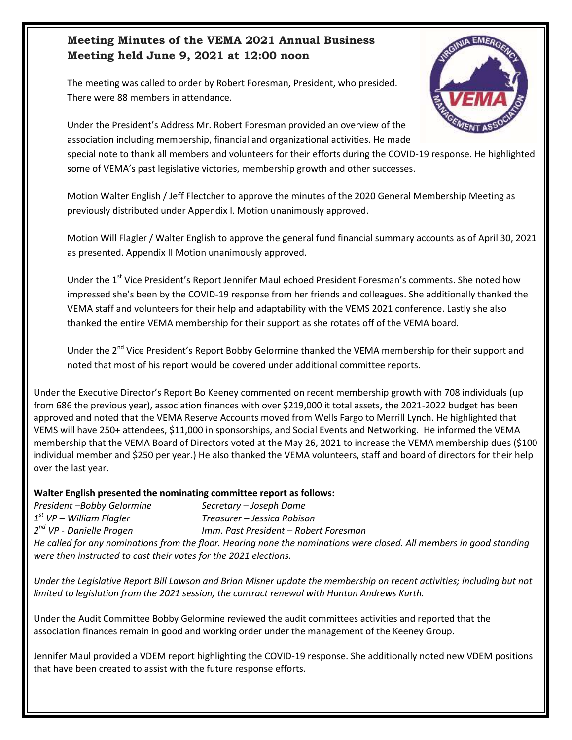# Meeting Minutes of the VEMA 2021 Annual Business Meeting held June 9, 2021 at 12:00 noon

The meeting was called to order by Robert Foresman, President, who presided. There were 88 members in attendance.

Under the President's Address Mr. Robert Foresman provided an overview of the association including membership, financial and organizational activities. He made special note to thank all members and volunteers for their efforts during the COVID-19 response. He highlighted some of VEMA's past legislative victories, membership growth and other successes.

Motion Walter English / Jeff Flectcher to approve the minutes of the 2020 General Membership Meeting as previously distributed under Appendix I. Motion unanimously approved.

Motion Will Flagler / Walter English to approve the general fund financial summary accounts as of April 30, 2021 as presented. Appendix II Motion unanimously approved.

Under the 1st Vice President's Report Jennifer Maul echoed President Foresman's comments. She noted how impressed she's been by the COVID-19 response from her friends and colleagues. She additionally thanked the VEMA staff and volunteers for their help and adaptability with the VEMS 2021 conference. Lastly she also thanked the entire VEMA membership for their support as she rotates off of the VEMA board.

Under the 2nd Vice President's Report Bobby Gelormine thanked the VEMA membership for their support and noted that most of his report would be covered under additional committee reports.

Under the Executive Director's Report Bo Keeney commented on recent membership growth with 708 individuals (up from 686 the previous year), association finances with over $219,000 it total assets, the 2021-2022 budget has been approved and noted that the VEMA Reserve Accounts moved from Wells Fargo to Merrill Lynch. He highlighted that VEMS will have 250+ attendees, $11,000 in sponsorships, and Social Events and Networking. He informed the VEMA membership that the VEMA Board of Directors voted at the May 26, 2021 to increase the VEMA membership dues ($100 individual member and $250 per year.) He also thanked the VEMA volunteers, staff and board of directors for their help over the last year.

**Walter English presented the nominating committee report as follows:**

*President –Bobby Gelormine*
*1st VP – William Flagler*
*2nd VP - Danielle Progen*
*Secretary – Joseph Dame*
*Treasurer – Jessica Robison*
*Imm. Past President – Robert Foresman*

*He called for any nominations from the floor. Hearing none the nominations were closed. All members in good standing were then instructed to cast their votes for the 2021 elections.*

*Under the Legislative Report Bill Lawson and Brian Misner update the membership on recent activities; including but not limited to legislation from the 2021 session, the contract renewal with Hunton Andrews Kurth.*

Under the Audit Committee Bobby Gelormine reviewed the audit committees activities and reported that the association finances remain in good and working order under the management of the Keeney Group.

Jennifer Maul provided a VDEM report highlighting the COVID-19 response. She additionally noted new VDEM positions that have been created to assist with the future response efforts.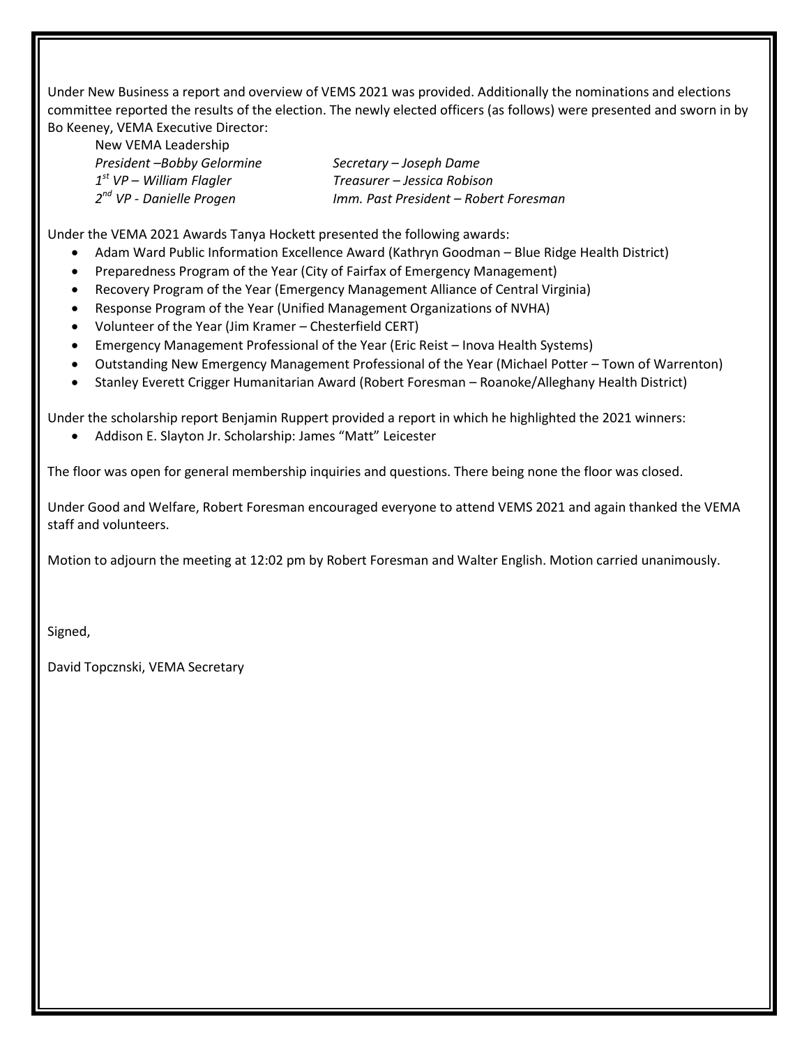Under New Business a report and overview of VEMS 2021 was provided. Additionally the nominations and elections committee reported the results of the election. The newly elected officers (as follows) were presented and sworn in by Bo Keeney, VEMA Executive Director:

New VEMA Leadership

*President –Bobby Gelormine*

*1st VP – William Flagler*

*2nd VP - Danielle Progen*

*Secretary – Joseph Dame*

*Treasurer – Jessica Robison*

*Imm. Past President – Robert Foresman*

Under the VEMA 2021 Awards Tanya Hockett presented the following awards:

- Adam Ward Public Information Excellence Award (Kathryn Goodman – Blue Ridge Health District)
- Preparedness Program of the Year (City of Fairfax of Emergency Management)
- Recovery Program of the Year (Emergency Management Alliance of Central Virginia)
- Response Program of the Year (Unified Management Organizations of NVHA)
- Volunteer of the Year (Jim Kramer – Chesterfield CERT)
- Emergency Management Professional of the Year (Eric Reist – Inova Health Systems)
- Outstanding New Emergency Management Professional of the Year (Michael Potter – Town of Warrenton)
- Stanley Everett Crigger Humanitarian Award (Robert Foresman – Roanoke/Alleghany Health District)

Under the scholarship report Benjamin Ruppert provided a report in which he highlighted the 2021 winners:

- Addison E. Slayton Jr. Scholarship: James "Matt" Leicester

The floor was open for general membership inquiries and questions. There being none the floor was closed.

Under Good and Welfare, Robert Foresman encouraged everyone to attend VEMS 2021 and again thanked the VEMA staff and volunteers.

Motion to adjourn the meeting at 12:02 pm by Robert Foresman and Walter English. Motion carried unanimously.

Signed,

David Topcznski, VEMA Secretary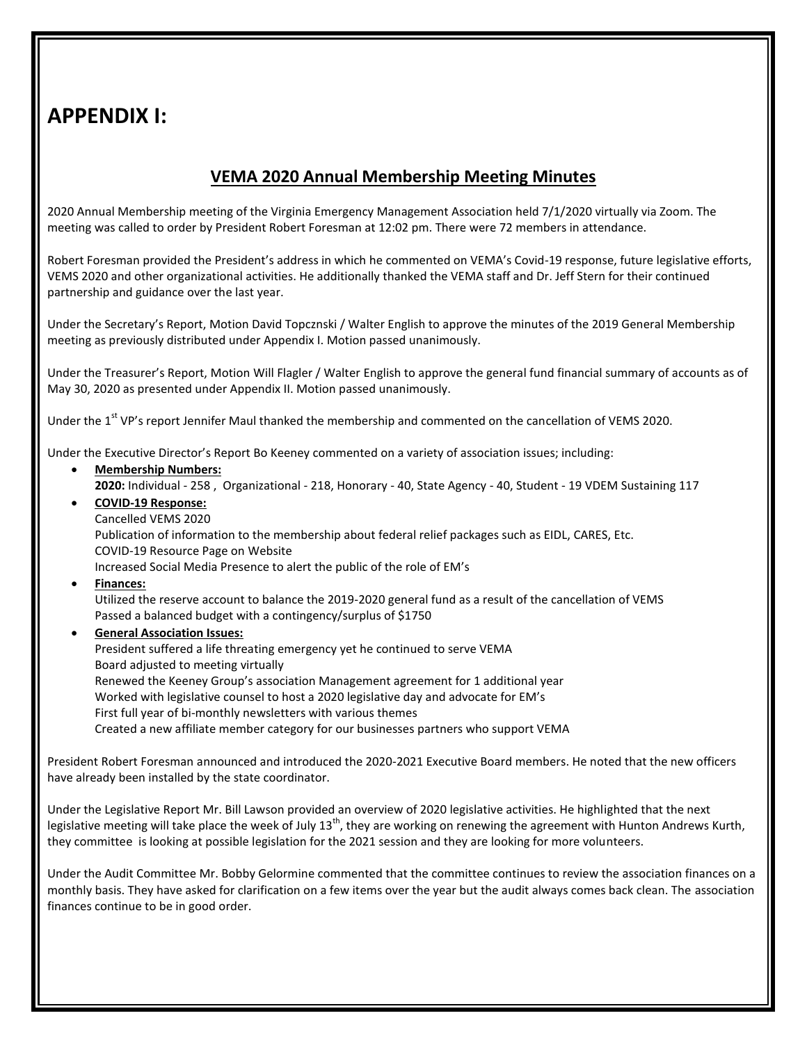# APPENDIX I:

## VEMA 2020 Annual Membership Meeting Minutes

2020 Annual Membership meeting of the Virginia Emergency Management Association held 7/1/2020 virtually via Zoom. The meeting was called to order by President Robert Foresman at 12:02 pm. There were 72 members in attendance.

Robert Foresman provided the President's address in which he commented on VEMA's Covid-19 response, future legislative efforts, VEMS 2020 and other organizational activities. He additionally thanked the VEMA staff and Dr. Jeff Stern for their continued partnership and guidance over the last year.

Under the Secretary's Report, Motion David Topcznski / Walter English to approve the minutes of the 2019 General Membership meeting as previously distributed under Appendix I. Motion passed unanimously.

Under the Treasurer's Report, Motion Will Flagler / Walter English to approve the general fund financial summary of accounts as of May 30, 2020 as presented under Appendix II. Motion passed unanimously.

Under the 1st VP's report Jennifer Maul thanked the membership and commented on the cancellation of VEMS 2020.

Under the Executive Director's Report Bo Keeney commented on a variety of association issues; including:

- **Membership Numbers:**
  **2020:** Individual - 258 , Organizational - 218, Honorary - 40, State Agency - 40, Student - 19 VDEM Sustaining 117
- **COVID-19 Response:**
  Cancelled VEMS 2020
  Publication of information to the membership about federal relief packages such as EIDL, CARES, Etc.
  COVID-19 Resource Page on Website
  Increased Social Media Presence to alert the public of the role of EM's
- **Finances:**
  Utilized the reserve account to balance the 2019-2020 general fund as a result of the cancellation of VEMS
  Passed a balanced budget with a contingency/surplus of $1750
- **General Association Issues:**
  President suffered a life threating emergency yet he continued to serve VEMA
  Board adjusted to meeting virtually
  Renewed the Keeney Group's association Management agreement for 1 additional year
  Worked with legislative counsel to host a 2020 legislative day and advocate for EM's
  First full year of bi-monthly newsletters with various themes
  Created a new affiliate member category for our businesses partners who support VEMA

President Robert Foresman announced and introduced the 2020-2021 Executive Board members. He noted that the new officers have already been installed by the state coordinator.

Under the Legislative Report Mr. Bill Lawson provided an overview of 2020 legislative activities. He highlighted that the next legislative meeting will take place the week of July 13th, they are working on renewing the agreement with Hunton Andrews Kurth, they committee is looking at possible legislation for the 2021 session and they are looking for more volunteers.

Under the Audit Committee Mr. Bobby Gelormine commented that the committee continues to review the association finances on a monthly basis. They have asked for clarification on a few items over the year but the audit always comes back clean. The association finances continue to be in good order.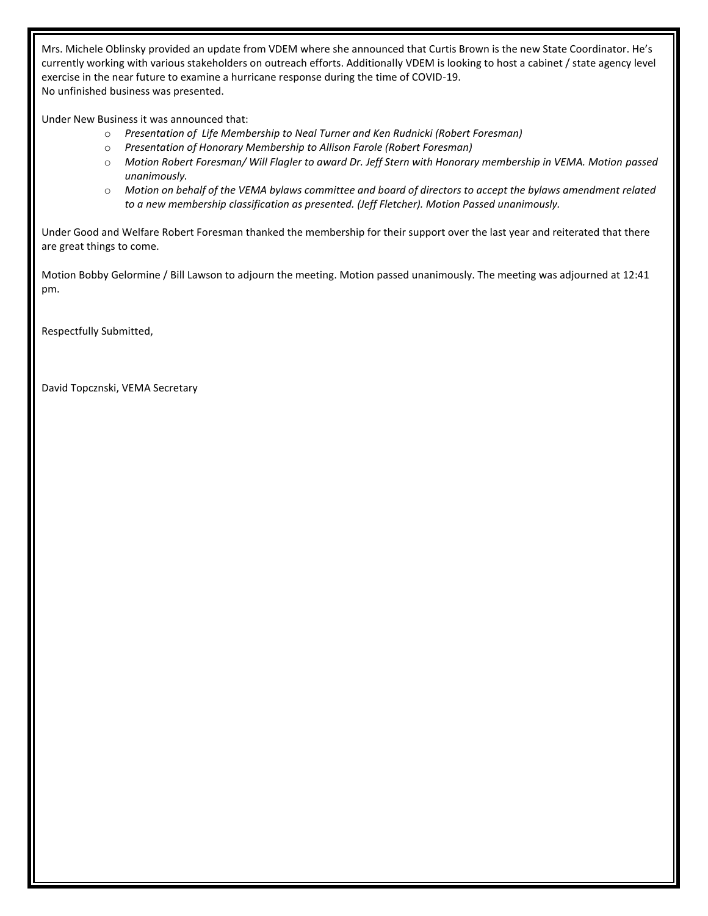Mrs. Michele Oblinsky provided an update from VDEM where she announced that Curtis Brown is the new State Coordinator. He's currently working with various stakeholders on outreach efforts. Additionally VDEM is looking to host a cabinet / state agency level exercise in the near future to examine a hurricane response during the time of COVID-19.
No unfinished business was presented.

Under New Business it was announced that:

- *Presentation of Life Membership to Neal Turner and Ken Rudnicki (Robert Foresman)*
- *Presentation of Honorary Membership to Allison Farole (Robert Foresman)*
- *Motion Robert Foresman/ Will Flagler to award Dr. Jeff Stern with Honorary membership in VEMA. Motion passed unanimously.*
- *Motion on behalf of the VEMA bylaws committee and board of directors to accept the bylaws amendment related to a new membership classification as presented. (Jeff Fletcher). Motion Passed unanimously.*

Under Good and Welfare Robert Foresman thanked the membership for their support over the last year and reiterated that there are great things to come.

Motion Bobby Gelormine / Bill Lawson to adjourn the meeting. Motion passed unanimously. The meeting was adjourned at 12:41 pm.

Respectfully Submitted,

David Topcznski, VEMA Secretary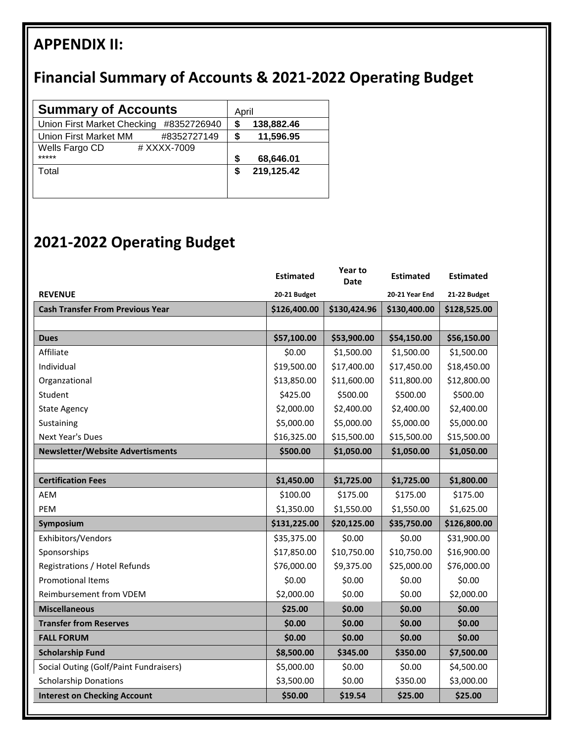# APPENDIX II:

# Financial Summary of Accounts & 2021-2022 Operating Budget

| Summary of Accounts | April |
|---|---|
| Union First Market Checking #8352726940 | $ 138,882.46 |
| Union First Market MM #8352727149 | $ 11,596.95 |
| Wells Fargo CD # XXXX-7009 ***** | $ 68,646.01 |
| Total | $ 219,125.42 |

## 2021-2022 Operating Budget

| REVENUE | Estimated 20-21 Budget | Year to Date | Estimated 20-21 Year End | Estimated 21-22 Budget |
|---|---|---|---|---|
| **Cash Transfer From Previous Year** | **$126,400.00** | **$130,424.96** | **$130,400.00** | **$128,525.00** |
| | | | | |
| **Dues** | **$57,100.00** | **$53,900.00** | **$54,150.00** | **$56,150.00** |
| Affiliate | $0.00 | $1,500.00 | $1,500.00 | $1,500.00 |
| Individual | $19,500.00 | $17,400.00 | $17,450.00 | $18,450.00 |
| Organzational | $13,850.00 | $11,600.00 | $11,800.00 | $12,800.00 |
| Student | $425.00 | $500.00 | $500.00 | $500.00 |
| State Agency | $2,000.00 | $2,400.00 | $2,400.00 | $2,400.00 |
| Sustaining | $5,000.00 | $5,000.00 | $5,000.00 | $5,000.00 |
| Next Year's Dues | $16,325.00 | $15,500.00 | $15,500.00 | $15,500.00 |
| **Newsletter/Website Advertisments** | **$500.00** | **$1,050.00** | **$1,050.00** | **$1,050.00** |
| | | | | |
| **Certification Fees** | **$1,450.00** | **$1,725.00** | **$1,725.00** | **$1,800.00** |
| AEM | $100.00 | $175.00 | $175.00 | $175.00 |
| PEM | $1,350.00 | $1,550.00 | $1,550.00 | $1,625.00 |
| **Symposium** | **$131,225.00** | **$20,125.00** | **$35,750.00** | **$126,800.00** |
| Exhibitors/Vendors | $35,375.00 | $0.00 | $0.00 | $31,900.00 |
| Sponsorships | $17,850.00 | $10,750.00 | $10,750.00 | $16,900.00 |
| Registrations / Hotel Refunds | $76,000.00 | $9,375.00 | $25,000.00 | $76,000.00 |
| Promotional Items | $0.00 | $0.00 | $0.00 | $0.00 |
| Reimbursement from VDEM | $2,000.00 | $0.00 | $0.00 | $2,000.00 |
| **Miscellaneous** | **$25.00** | **$0.00** | **$0.00** | **$0.00** |
| **Transfer from Reserves** | **$0.00** | **$0.00** | **$0.00** | **$0.00** |
| **FALL FORUM** | **$0.00** | **$0.00** | **$0.00** | **$0.00** |
| **Scholarship Fund** | **$8,500.00** | **$345.00** | **$350.00** | **$7,500.00** |
| Social Outing (Golf/Paint Fundraisers) | $5,000.00 | $0.00 | $0.00 | $4,500.00 |
| Scholarship Donations | $3,500.00 | $0.00 | $350.00 | $3,000.00 |
| **Interest on Checking Account** | **$50.00** | **$19.54** | **$25.00** | **$25.00** |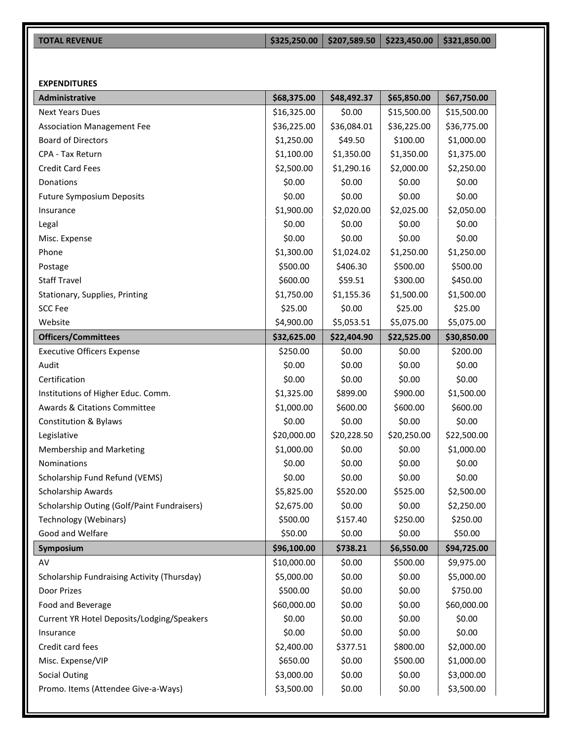| **TOTAL REVENUE** | **$325,250.00** | **$207,589.50** | **$223,450.00** | **$321,850.00** |
|---|---|---|---|---|

**EXPENDITURES**

| **Administrative** | **$68,375.00** | **$48,492.37** | **$65,850.00** | **$67,750.00** |
|---|---|---|---|---|
| Next Years Dues | $16,325.00 | $0.00 | $15,500.00 | $15,500.00 |
| Association Management Fee | $36,225.00 | $36,084.01 | $36,225.00 | $36,775.00 |
| Board of Directors | $1,250.00 | $49.50 | $100.00 | $1,000.00 |
| CPA - Tax Return | $1,100.00 | $1,350.00 | $1,350.00 | $1,375.00 |
| Credit Card Fees | $2,500.00 | $1,290.16 | $2,000.00 | $2,250.00 |
| Donations | $0.00 | $0.00 | $0.00 | $0.00 |
| Future Symposium Deposits | $0.00 | $0.00 | $0.00 | $0.00 |
| Insurance | $1,900.00 | $2,020.00 | $2,025.00 | $2,050.00 |
| Legal | $0.00 | $0.00 | $0.00 | $0.00 |
| Misc. Expense | $0.00 | $0.00 | $0.00 | $0.00 |
| Phone | $1,300.00 | $1,024.02 | $1,250.00 | $1,250.00 |
| Postage | $500.00 | $406.30 | $500.00 | $500.00 |
| Staff Travel | $600.00 | $59.51 | $300.00 | $450.00 |
| Stationary, Supplies, Printing | $1,750.00 | $1,155.36 | $1,500.00 | $1,500.00 |
| SCC Fee | $25.00 | $0.00 | $25.00 | $25.00 |
| Website | $4,900.00 | $5,053.51 | $5,075.00 | $5,075.00 |
| **Officers/Committees** | **$32,625.00** | **$22,404.90** | **$22,525.00** | **$30,850.00** |
| Executive Officers Expense | $250.00 | $0.00 | $0.00 | $200.00 |
| Audit | $0.00 | $0.00 | $0.00 | $0.00 |
| Certification | $0.00 | $0.00 | $0.00 | $0.00 |
| Institutions of Higher Educ. Comm. | $1,325.00 | $899.00 | $900.00 | $1,500.00 |
| Awards & Citations Committee | $1,000.00 | $600.00 | $600.00 | $600.00 |
| Constitution & Bylaws | $0.00 | $0.00 | $0.00 | $0.00 |
| Legislative | $20,000.00 | $20,228.50 | $20,250.00 | $22,500.00 |
| Membership and Marketing | $1,000.00 | $0.00 | $0.00 | $1,000.00 |
| Nominations | $0.00 | $0.00 | $0.00 | $0.00 |
| Scholarship Fund Refund (VEMS) | $0.00 | $0.00 | $0.00 | $0.00 |
| Scholarship Awards | $5,825.00 | $520.00 | $525.00 | $2,500.00 |
| Scholarship Outing (Golf/Paint Fundraisers) | $2,675.00 | $0.00 | $0.00 | $2,250.00 |
| Technology (Webinars) | $500.00 | $157.40 | $250.00 | $250.00 |
| Good and Welfare | $50.00 | $0.00 | $0.00 | $50.00 |
| **Symposium** | **$96,100.00** | **$738.21** | **$6,550.00** | **$94,725.00** |
| AV | $10,000.00 | $0.00 | $500.00 | $9,975.00 |
| Scholarship Fundraising Activity (Thursday) | $5,000.00 | $0.00 | $0.00 | $5,000.00 |
| Door Prizes | $500.00 | $0.00 | $0.00 | $750.00 |
| Food and Beverage | $60,000.00 | $0.00 | $0.00 | $60,000.00 |
| Current YR Hotel Deposits/Lodging/Speakers | $0.00 | $0.00 | $0.00 | $0.00 |
| Insurance | $0.00 | $0.00 | $0.00 | $0.00 |
| Credit card fees | $2,400.00 | $377.51 | $800.00 | $2,000.00 |
| Misc. Expense/VIP | $650.00 | $0.00 | $500.00 | $1,000.00 |
| Social Outing | $3,000.00 | $0.00 | $0.00 | $3,000.00 |
| Promo. Items (Attendee Give-a-Ways) | $3,500.00 | $0.00 | $0.00 | $3,500.00 |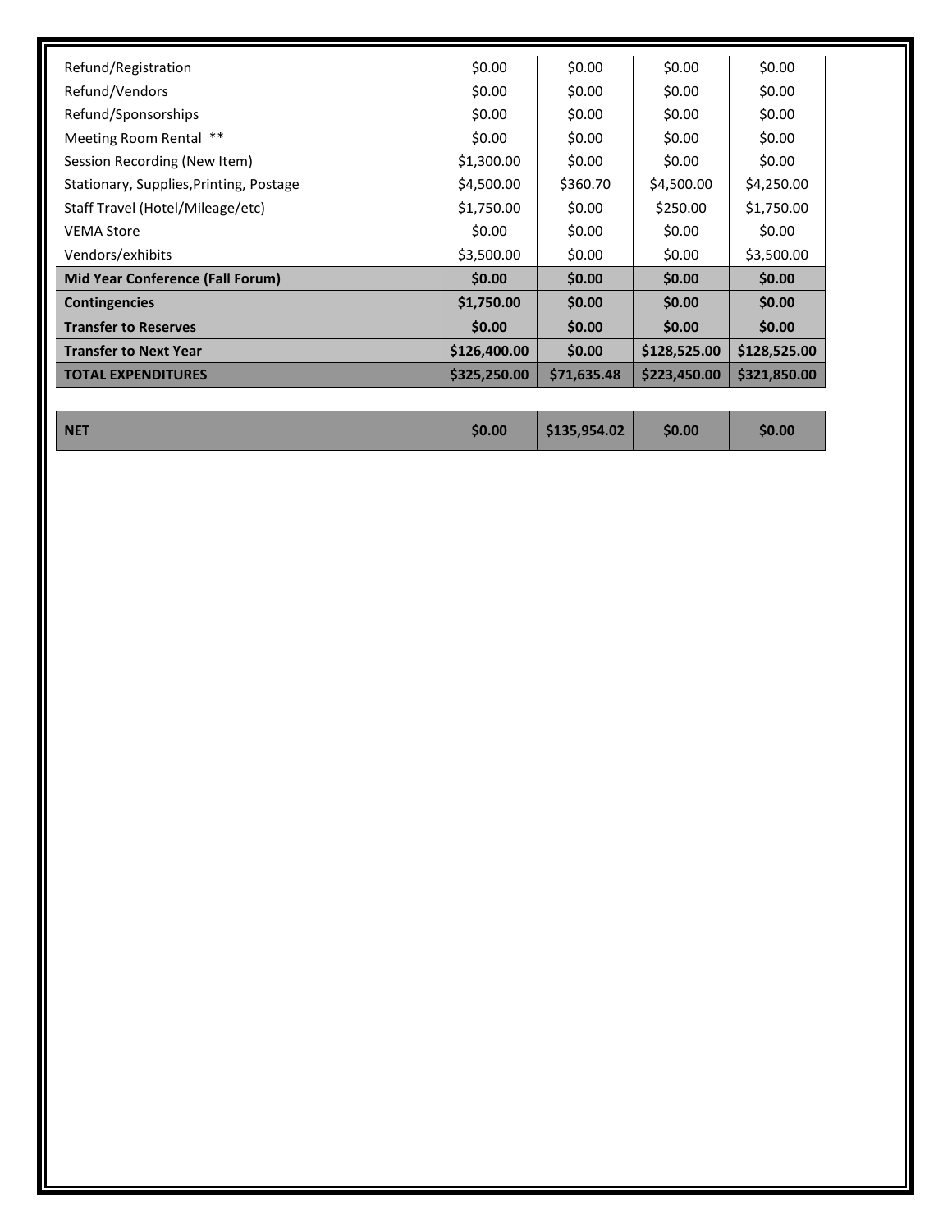| | | | | |
|---|---|---|---|---|
| Refund/Registration | $0.00 | $0.00 | $0.00 | $0.00 |
| Refund/Vendors | $0.00 | $0.00 | $0.00 | $0.00 |
| Refund/Sponsorships | $0.00 | $0.00 | $0.00 | $0.00 |
| Meeting Room Rental ** | $0.00 | $0.00 | $0.00 | $0.00 |
| Session Recording (New Item) | $1,300.00 | $0.00 | $0.00 | $0.00 |
| Stationary, Supplies,Printing, Postage | $4,500.00 | $360.70 | $4,500.00 | $4,250.00 |
| Staff Travel (Hotel/Mileage/etc) | $1,750.00 | $0.00 | $250.00 | $1,750.00 |
| VEMA Store | $0.00 | $0.00 | $0.00 | $0.00 |
| Vendors/exhibits | $3,500.00 | $0.00 | $0.00 | $3,500.00 |
| **Mid Year Conference (Fall Forum)** | **$0.00** | **$0.00** | **$0.00** | **$0.00** |
| **Contingencies** | **$1,750.00** | **$0.00** | **$0.00** | **$0.00** |
| **Transfer to Reserves** | **$0.00** | **$0.00** | **$0.00** | **$0.00** |
| **Transfer to Next Year** | **$126,400.00** | **$0.00** | **$128,525.00** | **$128,525.00** |
| **TOTAL EXPENDITURES** | **$325,250.00** | **$71,635.48** | **$223,450.00** | **$321,850.00** |

| | | | | |
|---|---|---|---|---|
| **NET** | **$0.00** | **$135,954.02** | **$0.00** | **$0.00** |